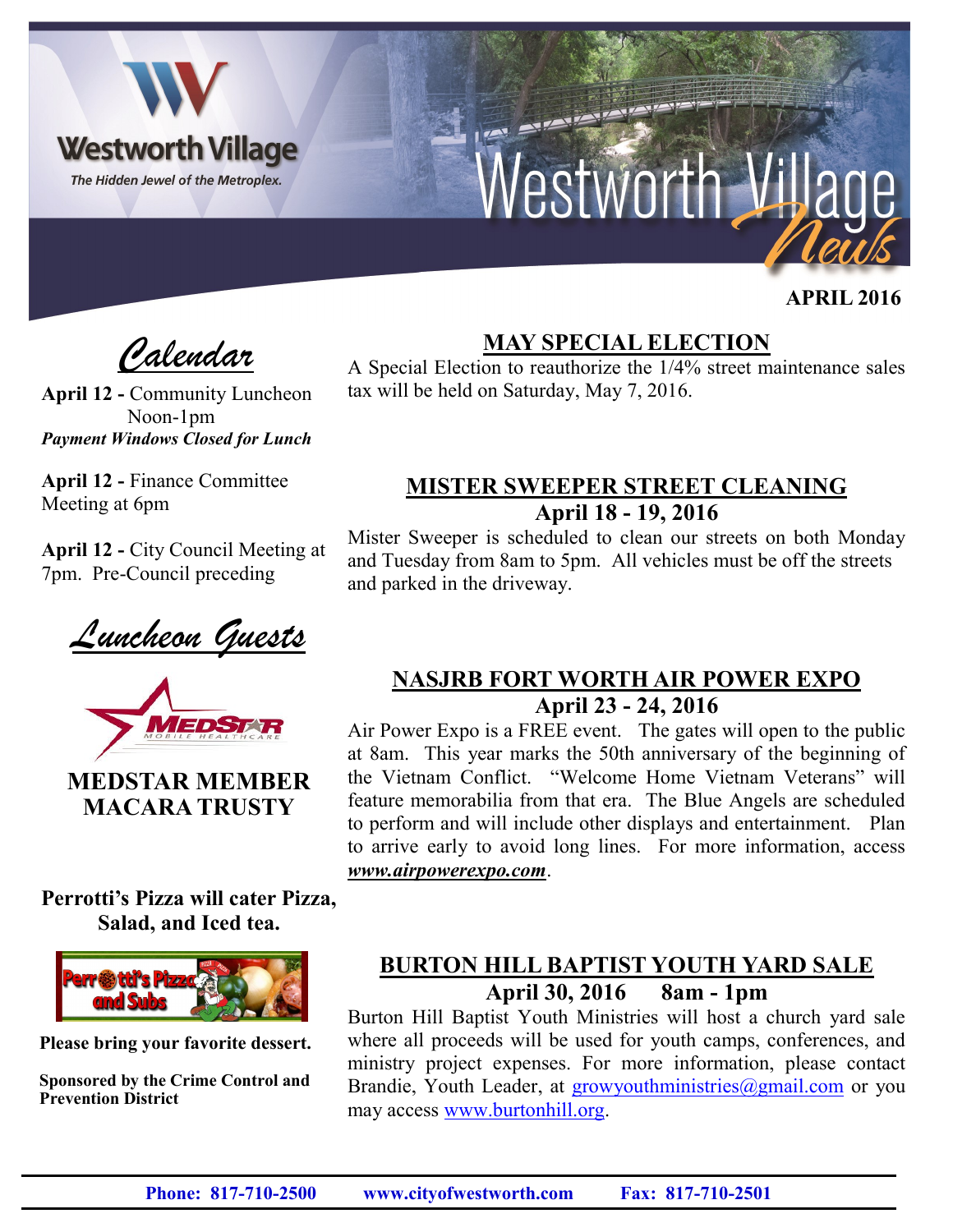# Westworth Village News

Westworth Village — *The Hidden Jewel of the Metroplex.*

**APRIL 2016**

## *Calendar*

**April 12 -** Community Luncheon Noon-1pm
***Payment Windows Closed for Lunch***

**April 12 -** Finance Committee Meeting at 6pm

**April 12 -** City Council Meeting at 7pm. Pre-Council preceding

## *Luncheon Guests*

**MEDSTAR MEMBER MACARA TRUSTY**

**Perrotti's Pizza will cater Pizza, Salad, and Iced tea.**

**Please bring your favorite dessert.**

**Sponsored by the Crime Control and Prevention District**

## MAY SPECIAL ELECTION

A Special Election to reauthorize the 1/4% street maintenance sales tax will be held on Saturday, May 7, 2016.

## MISTER SWEEPER STREET CLEANING

**April 18 - 19, 2016**

Mister Sweeper is scheduled to clean our streets on both Monday and Tuesday from 8am to 5pm. All vehicles must be off the streets and parked in the driveway.

## NASJRB FORT WORTH AIR POWER EXPO

**April 23 - 24, 2016**

Air Power Expo is a FREE event. The gates will open to the public at 8am. This year marks the 50th anniversary of the beginning of the Vietnam Conflict. "Welcome Home Vietnam Veterans" will feature memorabilia from that era. The Blue Angels are scheduled to perform and will include other displays and entertainment. Plan to arrive early to avoid long lines. For more information, access ***www.airpowerexpo.com***.

## BURTON HILL BAPTIST YOUTH YARD SALE

**April 30, 2016 8am - 1pm**

Burton Hill Baptist Youth Ministries will host a church yard sale where all proceeds will be used for youth camps, conferences, and ministry project expenses. For more information, please contact Brandie, Youth Leader, at growyouthministries@gmail.com or you may access www.burtonhill.org.

**Phone: 817-710-2500 www.cityofwestworth.com Fax: 817-710-2501**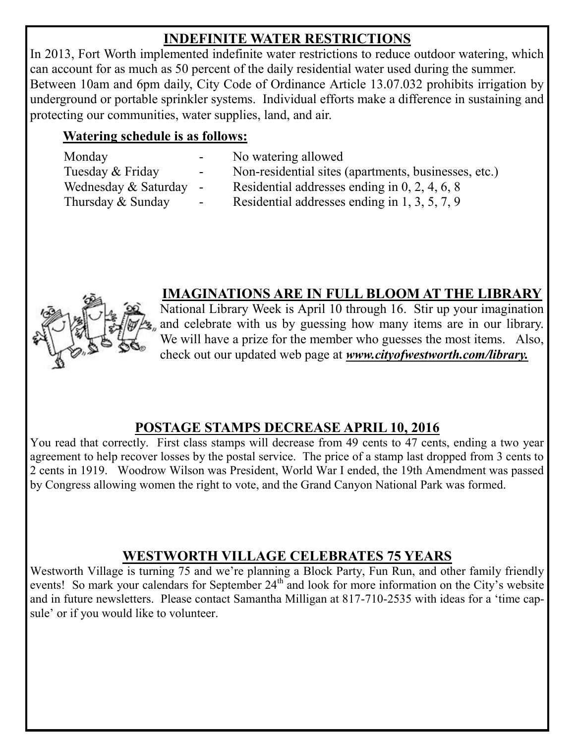## INDEFINITE WATER RESTRICTIONS

In 2013, Fort Worth implemented indefinite water restrictions to reduce outdoor watering, which can account for as much as 50 percent of the daily residential water used during the summer. Between 10am and 6pm daily, City Code of Ordinance Article 13.07.032 prohibits irrigation by underground or portable sprinkler systems. Individual efforts make a difference in sustaining and protecting our communities, water supplies, land, and air.

**Watering schedule is as follows:**

| | | |
|---|---|---|
| Monday | - | No watering allowed |
| Tuesday & Friday | - | Non-residential sites (apartments, businesses, etc.) |
| Wednesday & Saturday | - | Residential addresses ending in 0, 2, 4, 6, 8 |
| Thursday & Sunday | - | Residential addresses ending in 1, 3, 5, 7, 9 |

## IMAGINATIONS ARE IN FULL BLOOM AT THE LIBRARY

National Library Week is April 10 through 16. Stir up your imagination and celebrate with us by guessing how many items are in our library. We will have a prize for the member who guesses the most items. Also, check out our updated web page at ***www.cityofwestworth.com/library.***

## POSTAGE STAMPS DECREASE APRIL 10, 2016

You read that correctly. First class stamps will decrease from 49 cents to 47 cents, ending a two year agreement to help recover losses by the postal service. The price of a stamp last dropped from 3 cents to 2 cents in 1919. Woodrow Wilson was President, World War I ended, the 19th Amendment was passed by Congress allowing women the right to vote, and the Grand Canyon National Park was formed.

## WESTWORTH VILLAGE CELEBRATES 75 YEARS

Westworth Village is turning 75 and we're planning a Block Party, Fun Run, and other family friendly events! So mark your calendars for September 24th and look for more information on the City's website and in future newsletters. Please contact Samantha Milligan at 817-710-2535 with ideas for a 'time capsule' or if you would like to volunteer.